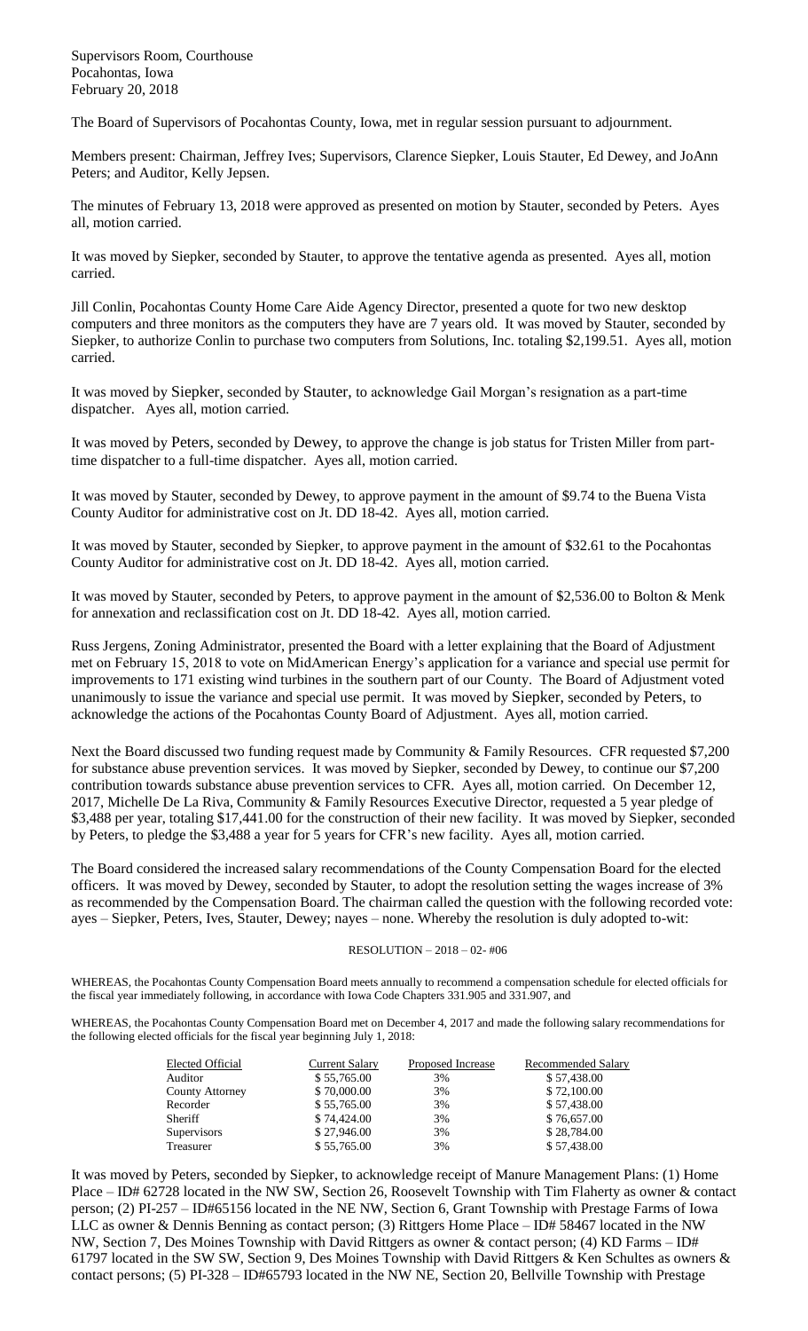Supervisors Room, Courthouse
Pocahontas, Iowa
February 20, 2018

The Board of Supervisors of Pocahontas County, Iowa, met in regular session pursuant to adjournment.

Members present: Chairman, Jeffrey Ives; Supervisors, Clarence Siepker, Louis Stauter, Ed Dewey, and JoAnn Peters; and Auditor, Kelly Jepsen.

The minutes of February 13, 2018 were approved as presented on motion by Stauter, seconded by Peters. Ayes all, motion carried.

It was moved by Siepker, seconded by Stauter, to approve the tentative agenda as presented. Ayes all, motion carried.

Jill Conlin, Pocahontas County Home Care Aide Agency Director, presented a quote for two new desktop computers and three monitors as the computers they have are 7 years old. It was moved by Stauter, seconded by Siepker, to authorize Conlin to purchase two computers from Solutions, Inc. totaling $2,199.51. Ayes all, motion carried.

It was moved by Siepker, seconded by Stauter, to acknowledge Gail Morgan's resignation as a part-time dispatcher. Ayes all, motion carried.

It was moved by Peters, seconded by Dewey, to approve the change is job status for Tristen Miller from part-time dispatcher to a full-time dispatcher. Ayes all, motion carried.

It was moved by Stauter, seconded by Dewey, to approve payment in the amount of $9.74 to the Buena Vista County Auditor for administrative cost on Jt. DD 18-42. Ayes all, motion carried.

It was moved by Stauter, seconded by Siepker, to approve payment in the amount of $32.61 to the Pocahontas County Auditor for administrative cost on Jt. DD 18-42. Ayes all, motion carried.

It was moved by Stauter, seconded by Peters, to approve payment in the amount of $2,536.00 to Bolton & Menk for annexation and reclassification cost on Jt. DD 18-42. Ayes all, motion carried.

Russ Jergens, Zoning Administrator, presented the Board with a letter explaining that the Board of Adjustment met on February 15, 2018 to vote on MidAmerican Energy's application for a variance and special use permit for improvements to 171 existing wind turbines in the southern part of our County. The Board of Adjustment voted unanimously to issue the variance and special use permit. It was moved by Siepker, seconded by Peters, to acknowledge the actions of the Pocahontas County Board of Adjustment. Ayes all, motion carried.

Next the Board discussed two funding request made by Community & Family Resources. CFR requested $7,200 for substance abuse prevention services. It was moved by Siepker, seconded by Dewey, to continue our $7,200 contribution towards substance abuse prevention services to CFR. Ayes all, motion carried. On December 12, 2017, Michelle De La Riva, Community & Family Resources Executive Director, requested a 5 year pledge of $3,488 per year, totaling $17,441.00 for the construction of their new facility. It was moved by Siepker, seconded by Peters, to pledge the $3,488 a year for 5 years for CFR's new facility. Ayes all, motion carried.

The Board considered the increased salary recommendations of the County Compensation Board for the elected officers. It was moved by Dewey, seconded by Stauter, to adopt the resolution setting the wages increase of 3% as recommended by the Compensation Board. The chairman called the question with the following recorded vote: ayes – Siepker, Peters, Ives, Stauter, Dewey; nayes – none. Whereby the resolution is duly adopted to-wit:

RESOLUTION – 2018 – 02- #06

WHEREAS, the Pocahontas County Compensation Board meets annually to recommend a compensation schedule for elected officials for the fiscal year immediately following, in accordance with Iowa Code Chapters 331.905 and 331.907, and

WHEREAS, the Pocahontas County Compensation Board met on December 4, 2017 and made the following salary recommendations for the following elected officials for the fiscal year beginning July 1, 2018:

| Elected Official | Current Salary | Proposed Increase | Recommended Salary |
|---|---|---|---|
| Auditor | $ 55,765.00 | 3% | $ 57,438.00 |
| County Attorney | $ 70,000.00 | 3% | $ 72,100.00 |
| Recorder | $ 55,765.00 | 3% | $ 57,438.00 |
| Sheriff | $ 74,424.00 | 3% | $ 76,657.00 |
| Supervisors | $ 27,946.00 | 3% | $ 28,784.00 |
| Treasurer | $ 55,765.00 | 3% | $ 57,438.00 |

It was moved by Peters, seconded by Siepker, to acknowledge receipt of Manure Management Plans: (1) Home Place – ID# 62728 located in the NW SW, Section 26, Roosevelt Township with Tim Flaherty as owner & contact person; (2) PI-257 – ID#65156 located in the NE NW, Section 6, Grant Township with Prestage Farms of Iowa LLC as owner & Dennis Benning as contact person; (3) Rittgers Home Place – ID# 58467 located in the NW NW, Section 7, Des Moines Township with David Rittgers as owner & contact person; (4) KD Farms – ID# 61797 located in the SW SW, Section 9, Des Moines Township with David Rittgers & Ken Schultes as owners & contact persons; (5) PI-328 – ID#65793 located in the NW NE, Section 20, Bellville Township with Prestage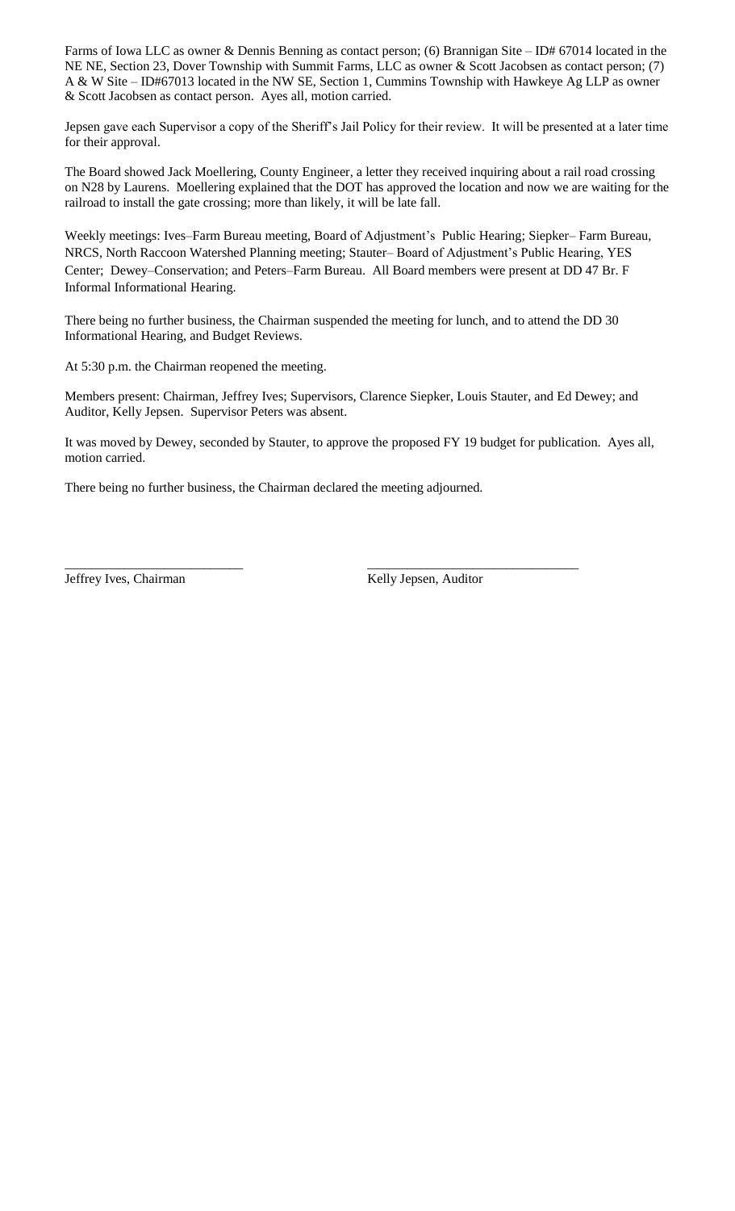Farms of Iowa LLC as owner & Dennis Benning as contact person; (6) Brannigan Site – ID# 67014 located in the NE NE, Section 23, Dover Township with Summit Farms, LLC as owner & Scott Jacobsen as contact person; (7) A & W Site – ID#67013 located in the NW SE, Section 1, Cummins Township with Hawkeye Ag LLP as owner & Scott Jacobsen as contact person. Ayes all, motion carried.

Jepsen gave each Supervisor a copy of the Sheriff's Jail Policy for their review. It will be presented at a later time for their approval.

The Board showed Jack Moellering, County Engineer, a letter they received inquiring about a rail road crossing on N28 by Laurens. Moellering explained that the DOT has approved the location and now we are waiting for the railroad to install the gate crossing; more than likely, it will be late fall.

Weekly meetings: Ives–Farm Bureau meeting, Board of Adjustment's Public Hearing; Siepker– Farm Bureau, NRCS, North Raccoon Watershed Planning meeting; Stauter– Board of Adjustment's Public Hearing, YES Center; Dewey–Conservation; and Peters–Farm Bureau. All Board members were present at DD 47 Br. F Informal Informational Hearing.

There being no further business, the Chairman suspended the meeting for lunch, and to attend the DD 30 Informational Hearing, and Budget Reviews.

At 5:30 p.m. the Chairman reopened the meeting.

Members present: Chairman, Jeffrey Ives; Supervisors, Clarence Siepker, Louis Stauter, and Ed Dewey; and Auditor, Kelly Jepsen. Supervisor Peters was absent.

It was moved by Dewey, seconded by Stauter, to approve the proposed FY 19 budget for publication. Ayes all, motion carried.

There being no further business, the Chairman declared the meeting adjourned.

\_\_\_\_\_\_\_\_\_\_\_\_\_\_\_\_\_\_\_\_\_\_\_\_\_\_\_ \_\_\_\_\_\_\_\_\_\_\_\_\_\_\_\_\_\_\_\_\_\_\_\_\_\_\_\_\_\_\_\_

Jeffrey Ives, Chairman Kelly Jepsen, Auditor